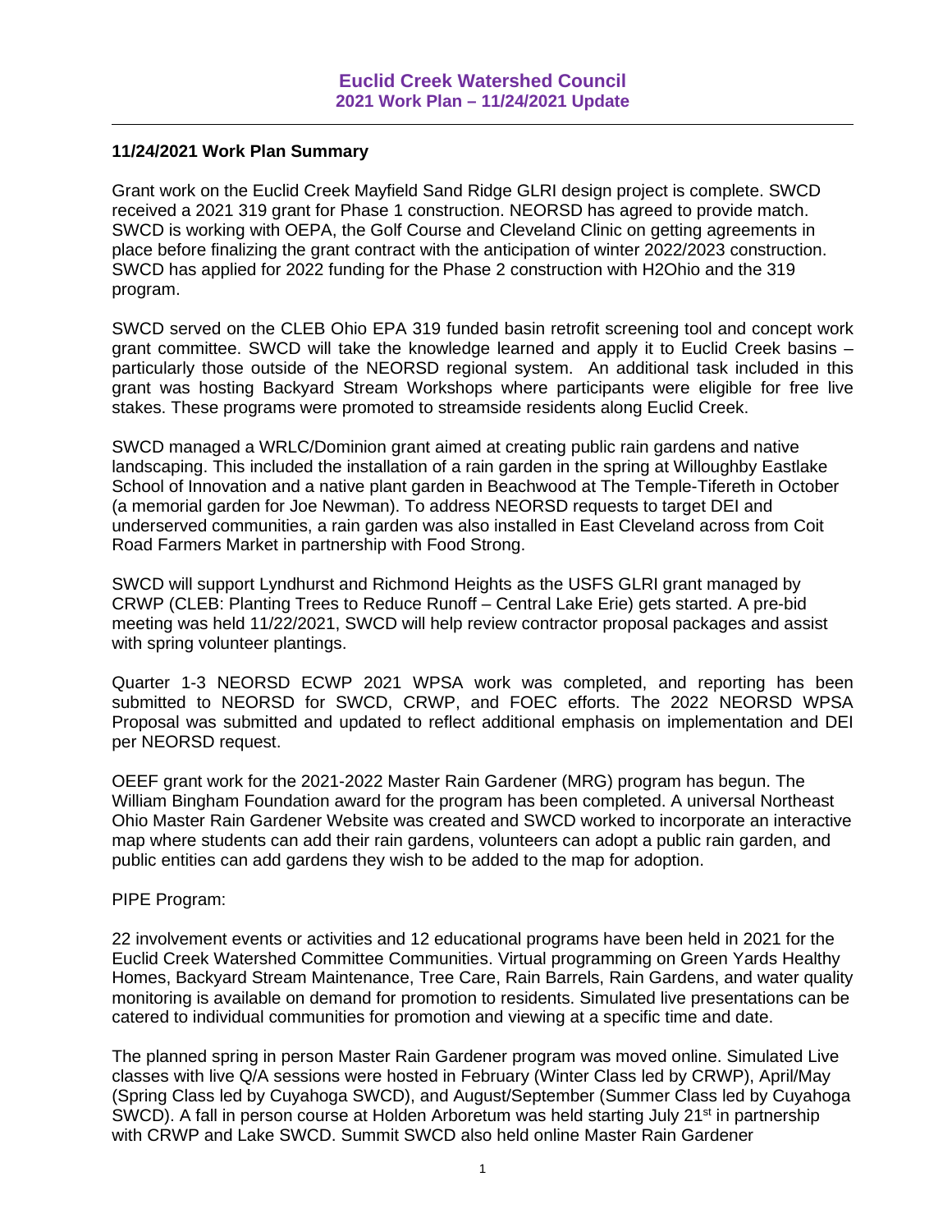# Euclid Creek Watershed Council

## 2021 Work Plan – 11/24/2021 Update

---

**11/24/2021 Work Plan Summary**

Grant work on the Euclid Creek Mayfield Sand Ridge GLRI design project is complete. SWCD received a 2021 319 grant for Phase 1 construction. NEORSD has agreed to provide match. SWCD is working with OEPA, the Golf Course and Cleveland Clinic on getting agreements in place before finalizing the grant contract with the anticipation of winter 2022/2023 construction. SWCD has applied for 2022 funding for the Phase 2 construction with H2Ohio and the 319 program.

SWCD served on the CLEB Ohio EPA 319 funded basin retrofit screening tool and concept work grant committee. SWCD will take the knowledge learned and apply it to Euclid Creek basins – particularly those outside of the NEORSD regional system. An additional task included in this grant was hosting Backyard Stream Workshops where participants were eligible for free live stakes. These programs were promoted to streamside residents along Euclid Creek.

SWCD managed a WRLC/Dominion grant aimed at creating public rain gardens and native landscaping. This included the installation of a rain garden in the spring at Willoughby Eastlake School of Innovation and a native plant garden in Beachwood at The Temple-Tifereth in October (a memorial garden for Joe Newman). To address NEORSD requests to target DEI and underserved communities, a rain garden was also installed in East Cleveland across from Coit Road Farmers Market in partnership with Food Strong.

SWCD will support Lyndhurst and Richmond Heights as the USFS GLRI grant managed by CRWP (CLEB: Planting Trees to Reduce Runoff – Central Lake Erie) gets started. A pre-bid meeting was held 11/22/2021, SWCD will help review contractor proposal packages and assist with spring volunteer plantings.

Quarter 1-3 NEORSD ECWP 2021 WPSA work was completed, and reporting has been submitted to NEORSD for SWCD, CRWP, and FOEC efforts. The 2022 NEORSD WPSA Proposal was submitted and updated to reflect additional emphasis on implementation and DEI per NEORSD request.

OEEF grant work for the 2021-2022 Master Rain Gardener (MRG) program has begun. The William Bingham Foundation award for the program has been completed. A universal Northeast Ohio Master Rain Gardener Website was created and SWCD worked to incorporate an interactive map where students can add their rain gardens, volunteers can adopt a public rain garden, and public entities can add gardens they wish to be added to the map for adoption.

PIPE Program:

22 involvement events or activities and 12 educational programs have been held in 2021 for the Euclid Creek Watershed Committee Communities. Virtual programming on Green Yards Healthy Homes, Backyard Stream Maintenance, Tree Care, Rain Barrels, Rain Gardens, and water quality monitoring is available on demand for promotion to residents. Simulated live presentations can be catered to individual communities for promotion and viewing at a specific time and date.

The planned spring in person Master Rain Gardener program was moved online. Simulated Live classes with live Q/A sessions were hosted in February (Winter Class led by CRWP), April/May (Spring Class led by Cuyahoga SWCD), and August/September (Summer Class led by Cuyahoga SWCD). A fall in person course at Holden Arboretum was held starting July 21st in partnership with CRWP and Lake SWCD. Summit SWCD also held online Master Rain Gardener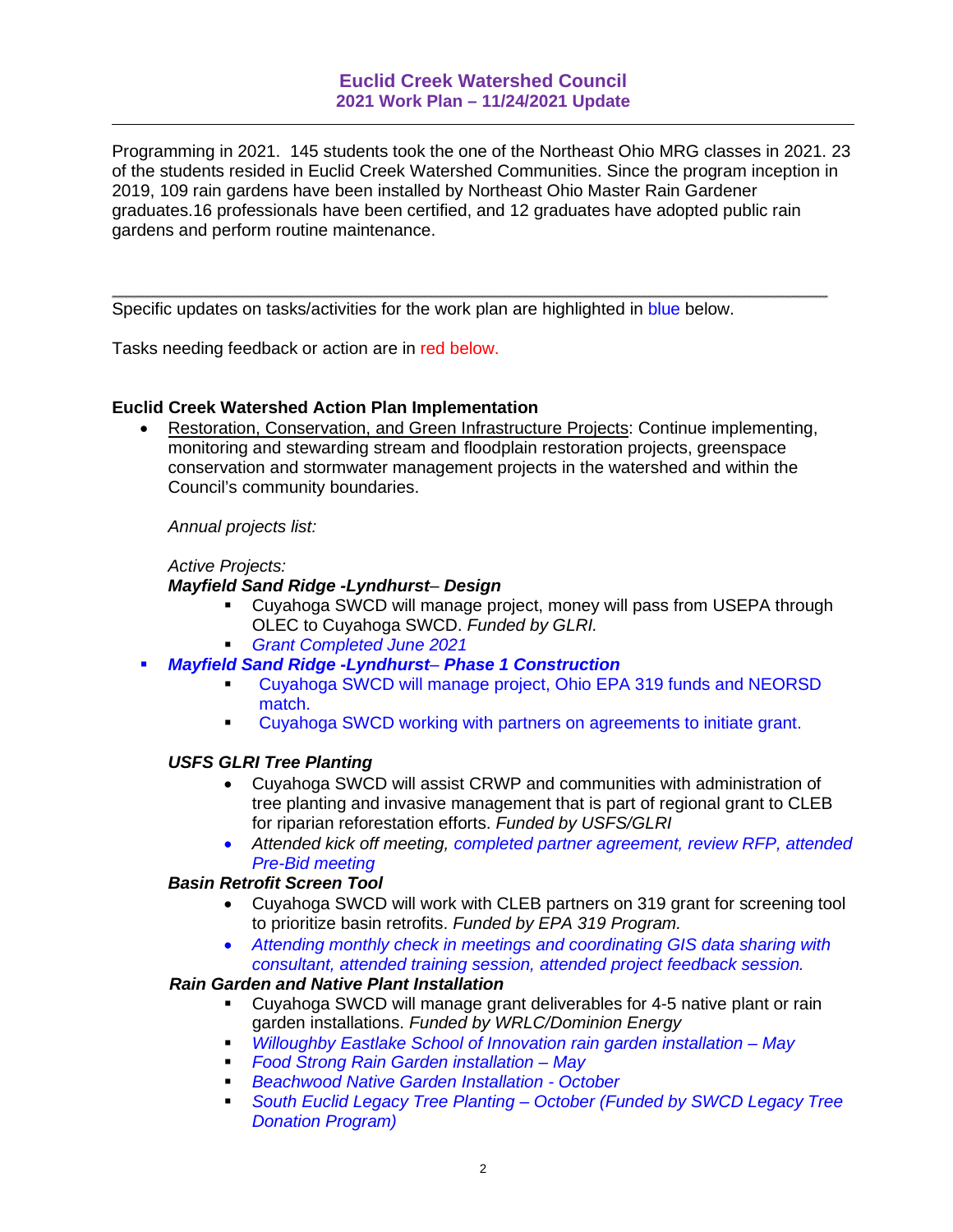**Euclid Creek Watershed Council**
**2021 Work Plan – 11/24/2021 Update**

---

Programming in 2021. 145 students took the one of the Northeast Ohio MRG classes in 2021. 23 of the students resided in Euclid Creek Watershed Communities. Since the program inception in 2019, 109 rain gardens have been installed by Northeast Ohio Master Rain Gardener graduates.16 professionals have been certified, and 12 graduates have adopted public rain gardens and perform routine maintenance.

---

Specific updates on tasks/activities for the work plan are highlighted in blue below.

Tasks needing feedback or action are in red below.

**Euclid Creek Watershed Action Plan Implementation**

- Restoration, Conservation, and Green Infrastructure Projects: Continue implementing, monitoring and stewarding stream and floodplain restoration projects, greenspace conservation and stormwater management projects in the watershed and within the Council's community boundaries.

  *Annual projects list:*

  *Active Projects:*

  ***Mayfield Sand Ridge -Lyndhurst– Design***
    - Cuyahoga SWCD will manage project, money will pass from USEPA through OLEC to Cuyahoga SWCD. *Funded by GLRI.*
    - *Grant Completed June 2021*

- ***Mayfield Sand Ridge -Lyndhurst– Phase 1 Construction***
    - Cuyahoga SWCD will manage project, Ohio EPA 319 funds and NEORSD match.
    - Cuyahoga SWCD working with partners on agreements to initiate grant.

  ***USFS GLRI Tree Planting***
    - Cuyahoga SWCD will assist CRWP and communities with administration of tree planting and invasive management that is part of regional grant to CLEB for riparian reforestation efforts. *Funded by USFS/GLRI*
    - *Attended kick off meeting, completed partner agreement, review RFP, attended Pre-Bid meeting*

  ***Basin Retrofit Screen Tool***
    - Cuyahoga SWCD will work with CLEB partners on 319 grant for screening tool to prioritize basin retrofits. *Funded by EPA 319 Program.*
    - *Attending monthly check in meetings and coordinating GIS data sharing with consultant, attended training session, attended project feedback session.*

  ***Rain Garden and Native Plant Installation***
    - Cuyahoga SWCD will manage grant deliverables for 4-5 native plant or rain garden installations. *Funded by WRLC/Dominion Energy*
    - *Willoughby Eastlake School of Innovation rain garden installation – May*
    - *Food Strong Rain Garden installation – May*
    - *Beachwood Native Garden Installation - October*
    - *South Euclid Legacy Tree Planting – October (Funded by SWCD Legacy Tree Donation Program)*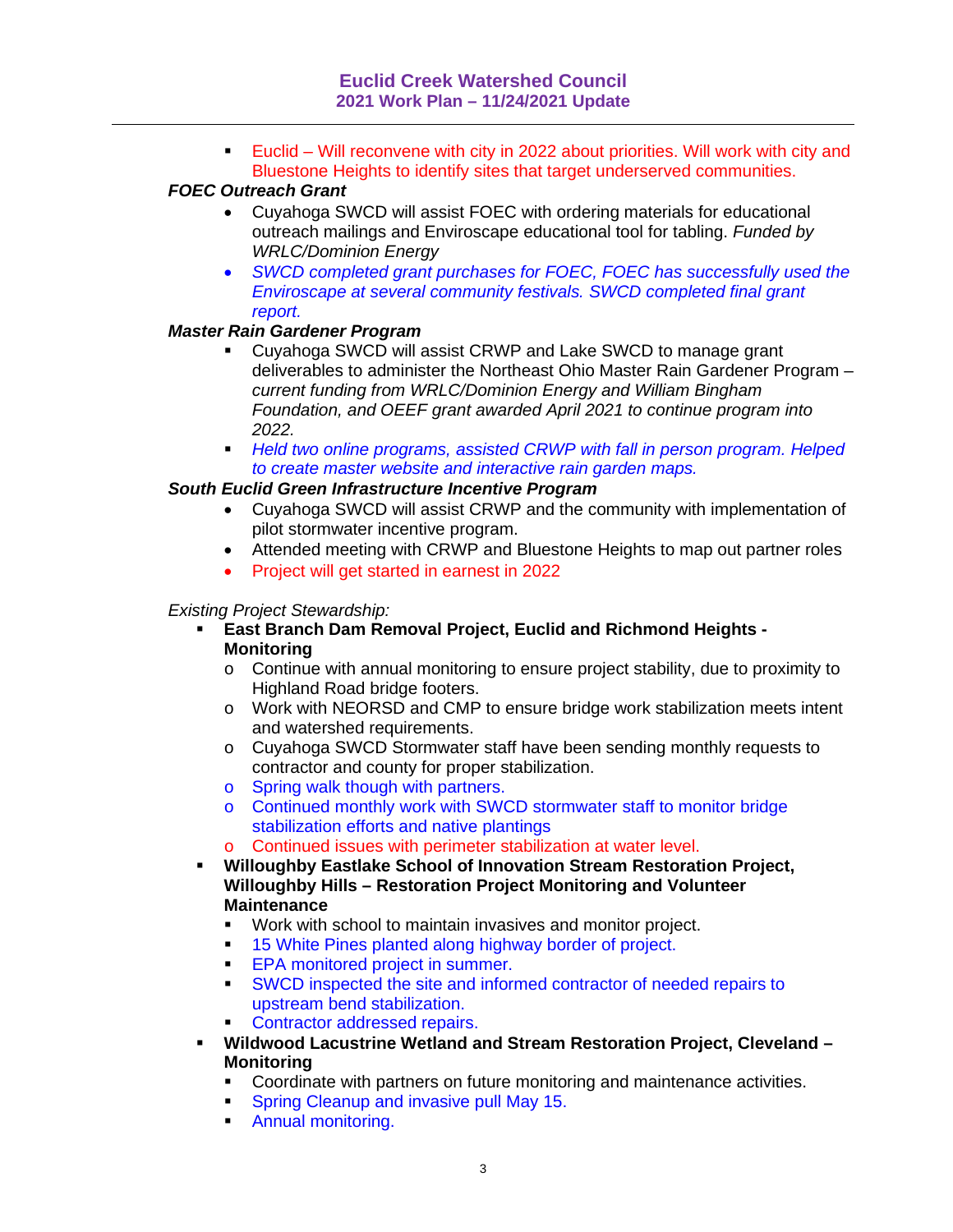- Euclid – Will reconvene with city in 2022 about priorities. Will work with city and Bluestone Heights to identify sites that target underserved communities.

***FOEC Outreach Grant***

- Cuyahoga SWCD will assist FOEC with ordering materials for educational outreach mailings and Enviroscape educational tool for tabling. *Funded by WRLC/Dominion Energy*
- *SWCD completed grant purchases for FOEC, FOEC has successfully used the Enviroscape at several community festivals. SWCD completed final grant report.*

***Master Rain Gardener Program***

- Cuyahoga SWCD will assist CRWP and Lake SWCD to manage grant deliverables to administer the Northeast Ohio Master Rain Gardener Program – *current funding from WRLC/Dominion Energy and William Bingham Foundation, and OEEF grant awarded April 2021 to continue program into 2022.*
- *Held two online programs, assisted CRWP with fall in person program. Helped to create master website and interactive rain garden maps.*

***South Euclid Green Infrastructure Incentive Program***

- Cuyahoga SWCD will assist CRWP and the community with implementation of pilot stormwater incentive program.
- Attended meeting with CRWP and Bluestone Heights to map out partner roles
- Project will get started in earnest in 2022

*Existing Project Stewardship:*

- **East Branch Dam Removal Project, Euclid and Richmond Heights - Monitoring**
  - Continue with annual monitoring to ensure project stability, due to proximity to Highland Road bridge footers.
  - Work with NEORSD and CMP to ensure bridge work stabilization meets intent and watershed requirements.
  - Cuyahoga SWCD Stormwater staff have been sending monthly requests to contractor and county for proper stabilization.
  - Spring walk though with partners.
  - Continued monthly work with SWCD stormwater staff to monitor bridge stabilization efforts and native plantings
  - Continued issues with perimeter stabilization at water level.
- **Willoughby Eastlake School of Innovation Stream Restoration Project, Willoughby Hills – Restoration Project Monitoring and Volunteer Maintenance**
  - Work with school to maintain invasives and monitor project.
  - 15 White Pines planted along highway border of project.
  - EPA monitored project in summer.
  - SWCD inspected the site and informed contractor of needed repairs to upstream bend stabilization.
  - Contractor addressed repairs.
- **Wildwood Lacustrine Wetland and Stream Restoration Project, Cleveland – Monitoring**
  - Coordinate with partners on future monitoring and maintenance activities.
  - Spring Cleanup and invasive pull May 15.
  - Annual monitoring.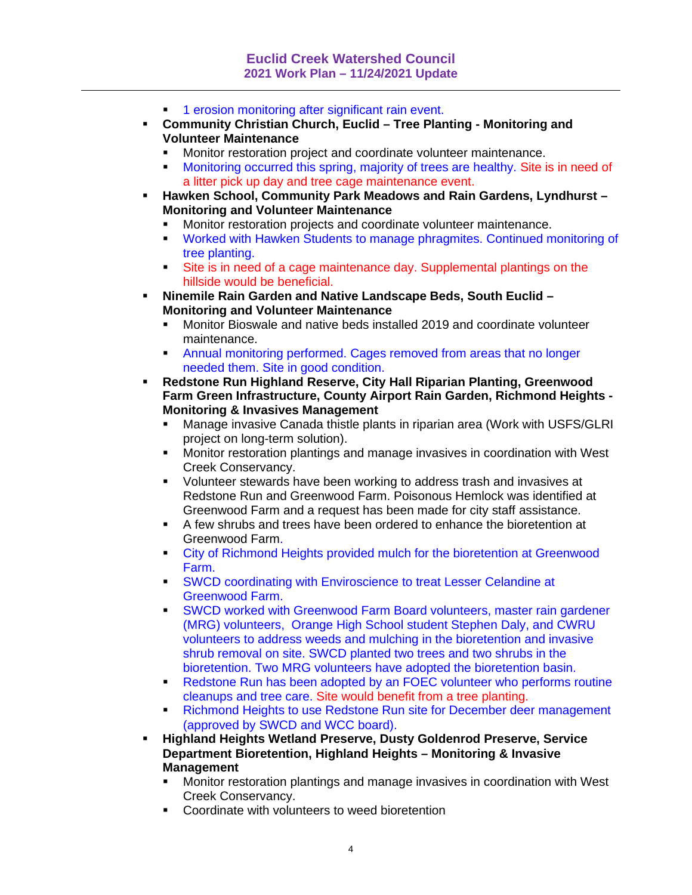- 1 erosion monitoring after significant rain event.
- **Community Christian Church, Euclid – Tree Planting - Monitoring and Volunteer Maintenance**
    - Monitor restoration project and coordinate volunteer maintenance.
    - Monitoring occurred this spring, majority of trees are healthy. Site is in need of a litter pick up day and tree cage maintenance event.
- **Hawken School, Community Park Meadows and Rain Gardens, Lyndhurst – Monitoring and Volunteer Maintenance**
    - Monitor restoration projects and coordinate volunteer maintenance.
    - Worked with Hawken Students to manage phragmites. Continued monitoring of tree planting.
    - Site is in need of a cage maintenance day. Supplemental plantings on the hillside would be beneficial.
- **Ninemile Rain Garden and Native Landscape Beds, South Euclid – Monitoring and Volunteer Maintenance**
    - Monitor Bioswale and native beds installed 2019 and coordinate volunteer maintenance.
    - Annual monitoring performed. Cages removed from areas that no longer needed them. Site in good condition.
- **Redstone Run Highland Reserve, City Hall Riparian Planting, Greenwood Farm Green Infrastructure, County Airport Rain Garden, Richmond Heights - Monitoring & Invasives Management**
    - Manage invasive Canada thistle plants in riparian area (Work with USFS/GLRI project on long-term solution).
    - Monitor restoration plantings and manage invasives in coordination with West Creek Conservancy.
    - Volunteer stewards have been working to address trash and invasives at Redstone Run and Greenwood Farm. Poisonous Hemlock was identified at Greenwood Farm and a request has been made for city staff assistance.
    - A few shrubs and trees have been ordered to enhance the bioretention at Greenwood Farm.
    - City of Richmond Heights provided mulch for the bioretention at Greenwood Farm.
    - SWCD coordinating with Enviroscience to treat Lesser Celandine at Greenwood Farm.
    - SWCD worked with Greenwood Farm Board volunteers, master rain gardener (MRG) volunteers, Orange High School student Stephen Daly, and CWRU volunteers to address weeds and mulching in the bioretention and invasive shrub removal on site. SWCD planted two trees and two shrubs in the bioretention. Two MRG volunteers have adopted the bioretention basin.
    - Redstone Run has been adopted by an FOEC volunteer who performs routine cleanups and tree care. Site would benefit from a tree planting.
    - Richmond Heights to use Redstone Run site for December deer management (approved by SWCD and WCC board).
- **Highland Heights Wetland Preserve, Dusty Goldenrod Preserve, Service Department Bioretention, Highland Heights – Monitoring & Invasive Management**
    - Monitor restoration plantings and manage invasives in coordination with West Creek Conservancy.
    - Coordinate with volunteers to weed bioretention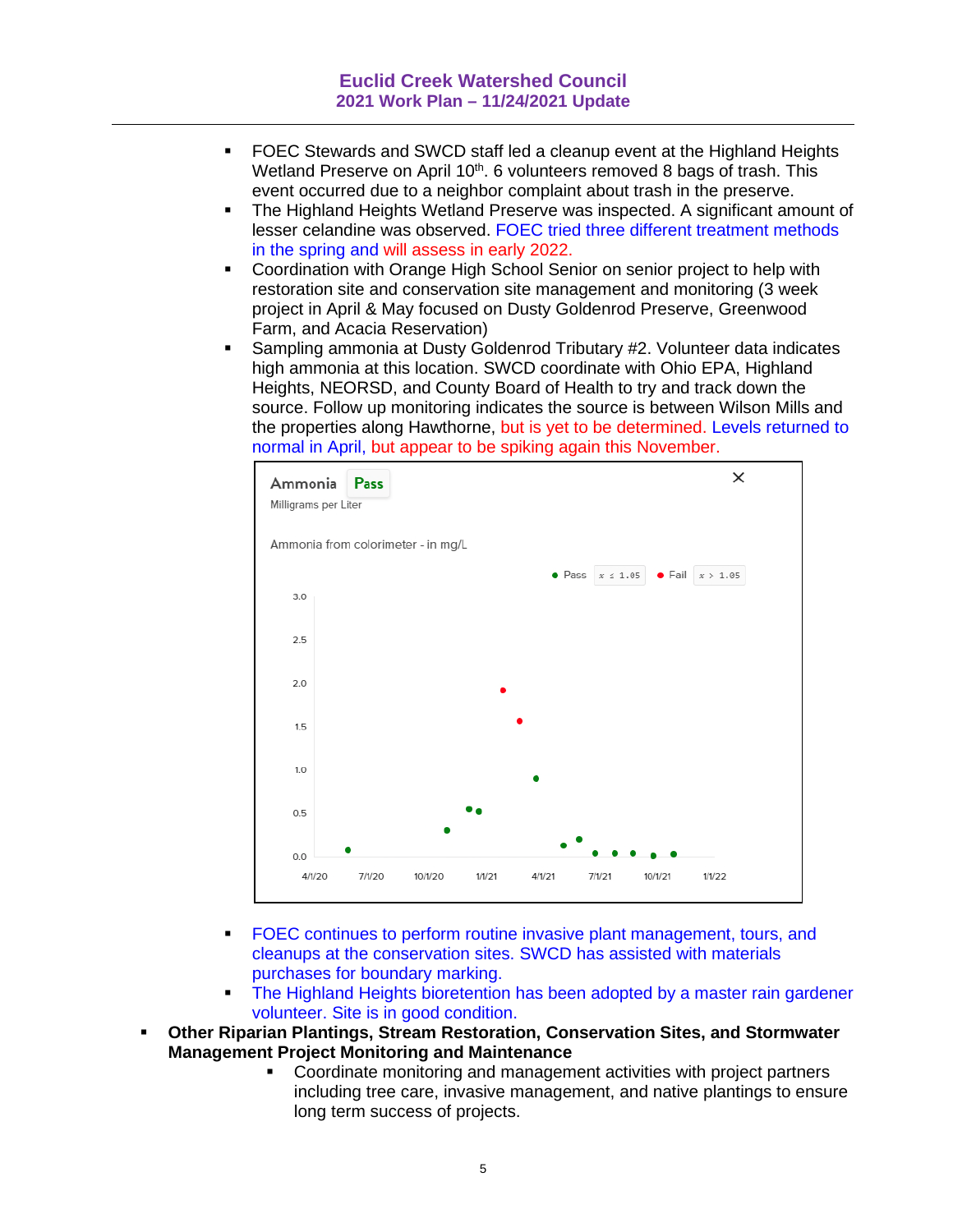- FOEC Stewards and SWCD staff led a cleanup event at the Highland Heights Wetland Preserve on April 10th. 6 volunteers removed 8 bags of trash. This event occurred due to a neighbor complaint about trash in the preserve.
- The Highland Heights Wetland Preserve was inspected. A significant amount of lesser celandine was observed. FOEC tried three different treatment methods in the spring and will assess in early 2022.
- Coordination with Orange High School Senior on senior project to help with restoration site and conservation site management and monitoring (3 week project in April & May focused on Dusty Goldenrod Preserve, Greenwood Farm, and Acacia Reservation)
- Sampling ammonia at Dusty Goldenrod Tributary #2. Volunteer data indicates high ammonia at this location. SWCD coordinate with Ohio EPA, Highland Heights, NEORSD, and County Board of Health to try and track down the source. Follow up monitoring indicates the source is between Wilson Mills and the properties along Hawthorne, but is yet to be determined. Levels returned to normal in April, but appear to be spiking again this November.

Ammonia — Pass
Milligrams per Liter
Ammonia from colorimeter - in mg/L
Pass $x \leq 1.05$ — Fail $x > 1.05$

- FOEC continues to perform routine invasive plant management, tours, and cleanups at the conservation sites. SWCD has assisted with materials purchases for boundary marking.
- The Highland Heights bioretention has been adopted by a master rain gardener volunteer. Site is in good condition.

**Other Riparian Plantings, Stream Restoration, Conservation Sites, and Stormwater Management Project Monitoring and Maintenance**

- Coordinate monitoring and management activities with project partners including tree care, invasive management, and native plantings to ensure long term success of projects.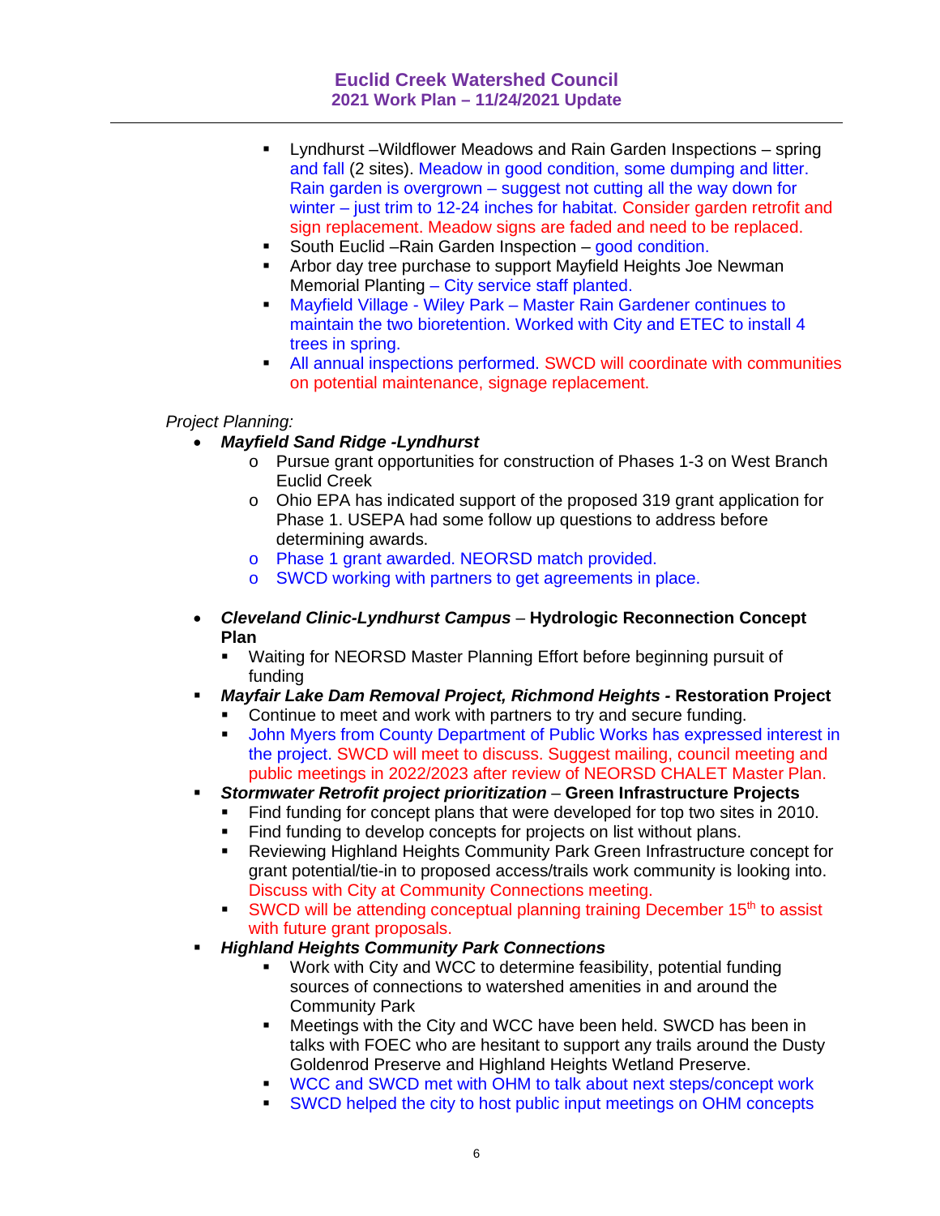- Lyndhurst –Wildflower Meadows and Rain Garden Inspections – spring and fall (2 sites). Meadow in good condition, some dumping and litter. Rain garden is overgrown – suggest not cutting all the way down for winter – just trim to 12-24 inches for habitat. Consider garden retrofit and sign replacement. Meadow signs are faded and need to be replaced.
- South Euclid –Rain Garden Inspection – good condition.
- Arbor day tree purchase to support Mayfield Heights Joe Newman Memorial Planting – City service staff planted.
- Mayfield Village - Wiley Park – Master Rain Gardener continues to maintain the two bioretention. Worked with City and ETEC to install 4 trees in spring.
- All annual inspections performed. SWCD will coordinate with communities on potential maintenance, signage replacement.

*Project Planning:*

- ***Mayfield Sand Ridge -Lyndhurst***
  - Pursue grant opportunities for construction of Phases 1-3 on West Branch Euclid Creek
  - Ohio EPA has indicated support of the proposed 319 grant application for Phase 1. USEPA had some follow up questions to address before determining awards.
  - Phase 1 grant awarded. NEORSD match provided.
  - SWCD working with partners to get agreements in place.

- ***Cleveland Clinic-Lyndhurst Campus*** – **Hydrologic Reconnection Concept Plan**
  - Waiting for NEORSD Master Planning Effort before beginning pursuit of funding
- ***Mayfair Lake Dam Removal Project, Richmond Heights*** **- Restoration Project**
  - Continue to meet and work with partners to try and secure funding.
  - John Myers from County Department of Public Works has expressed interest in the project. SWCD will meet to discuss. Suggest mailing, council meeting and public meetings in 2022/2023 after review of NEORSD CHALET Master Plan.
- ***Stormwater Retrofit project prioritization*** – **Green Infrastructure Projects**
  - Find funding for concept plans that were developed for top two sites in 2010.
  - Find funding to develop concepts for projects on list without plans.
  - Reviewing Highland Heights Community Park Green Infrastructure concept for grant potential/tie-in to proposed access/trails work community is looking into. Discuss with City at Community Connections meeting.
  - SWCD will be attending conceptual planning training December 15th to assist with future grant proposals.
- ***Highland Heights Community Park Connections***
  - Work with City and WCC to determine feasibility, potential funding sources of connections to watershed amenities in and around the Community Park
  - Meetings with the City and WCC have been held. SWCD has been in talks with FOEC who are hesitant to support any trails around the Dusty Goldenrod Preserve and Highland Heights Wetland Preserve.
  - WCC and SWCD met with OHM to talk about next steps/concept work
  - SWCD helped the city to host public input meetings on OHM concepts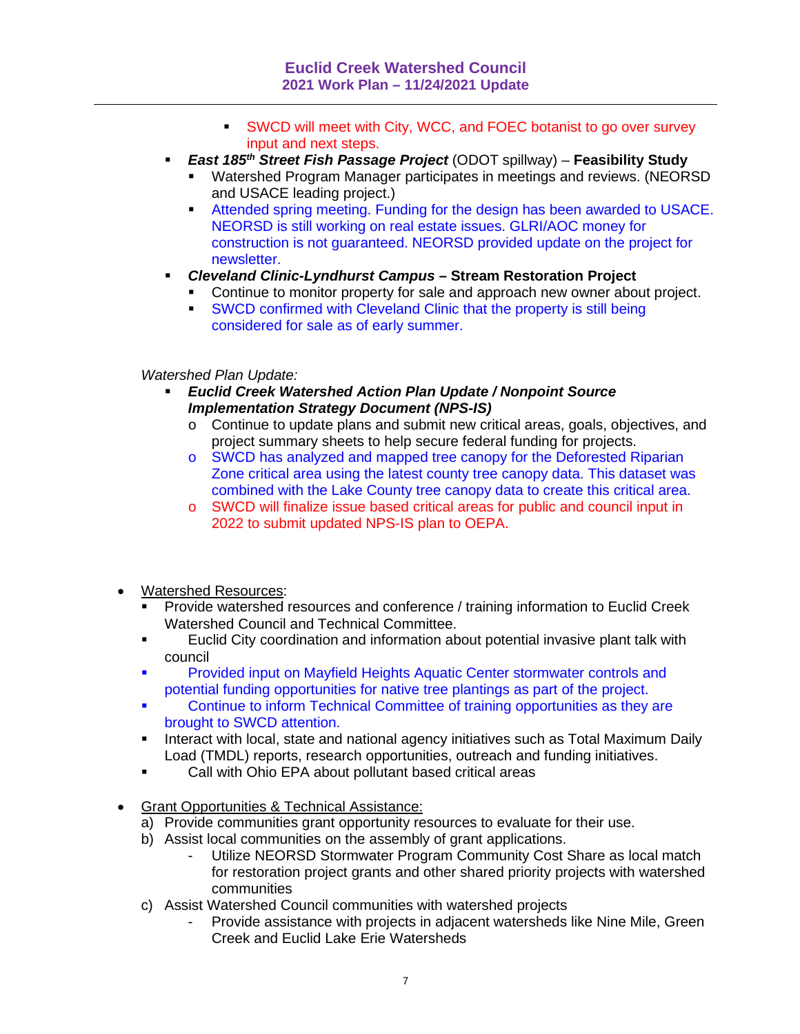- SWCD will meet with City, WCC, and FOEC botanist to go over survey input and next steps.
- ***East 185th Street Fish Passage Project*** (ODOT spillway) – **Feasibility Study**
  - Watershed Program Manager participates in meetings and reviews. (NEORSD and USACE leading project.)
  - Attended spring meeting. Funding for the design has been awarded to USACE. NEORSD is still working on real estate issues. GLRI/AOC money for construction is not guaranteed. NEORSD provided update on the project for newsletter.
- ***Cleveland Clinic-Lyndhurst Campus*** **– Stream Restoration Project**
  - Continue to monitor property for sale and approach new owner about project.
  - SWCD confirmed with Cleveland Clinic that the property is still being considered for sale as of early summer.

*Watershed Plan Update:*

- ***Euclid Creek Watershed Action Plan Update / Nonpoint Source Implementation Strategy Document (NPS-IS)***
  - Continue to update plans and submit new critical areas, goals, objectives, and project summary sheets to help secure federal funding for projects.
  - SWCD has analyzed and mapped tree canopy for the Deforested Riparian Zone critical area using the latest county tree canopy data. This dataset was combined with the Lake County tree canopy data to create this critical area.
  - SWCD will finalize issue based critical areas for public and council input in 2022 to submit updated NPS-IS plan to OEPA.

- Watershed Resources:
  - Provide watershed resources and conference / training information to Euclid Creek Watershed Council and Technical Committee.
  - Euclid City coordination and information about potential invasive plant talk with council
  - Provided input on Mayfield Heights Aquatic Center stormwater controls and potential funding opportunities for native tree plantings as part of the project.
  - Continue to inform Technical Committee of training opportunities as they are brought to SWCD attention.
  - Interact with local, state and national agency initiatives such as Total Maximum Daily Load (TMDL) reports, research opportunities, outreach and funding initiatives.
  - Call with Ohio EPA about pollutant based critical areas

- Grant Opportunities & Technical Assistance:
  a) Provide communities grant opportunity resources to evaluate for their use.
  b) Assist local communities on the assembly of grant applications.
     - Utilize NEORSD Stormwater Program Community Cost Share as local match for restoration project grants and other shared priority projects with watershed communities
  c) Assist Watershed Council communities with watershed projects
     - Provide assistance with projects in adjacent watersheds like Nine Mile, Green Creek and Euclid Lake Erie Watersheds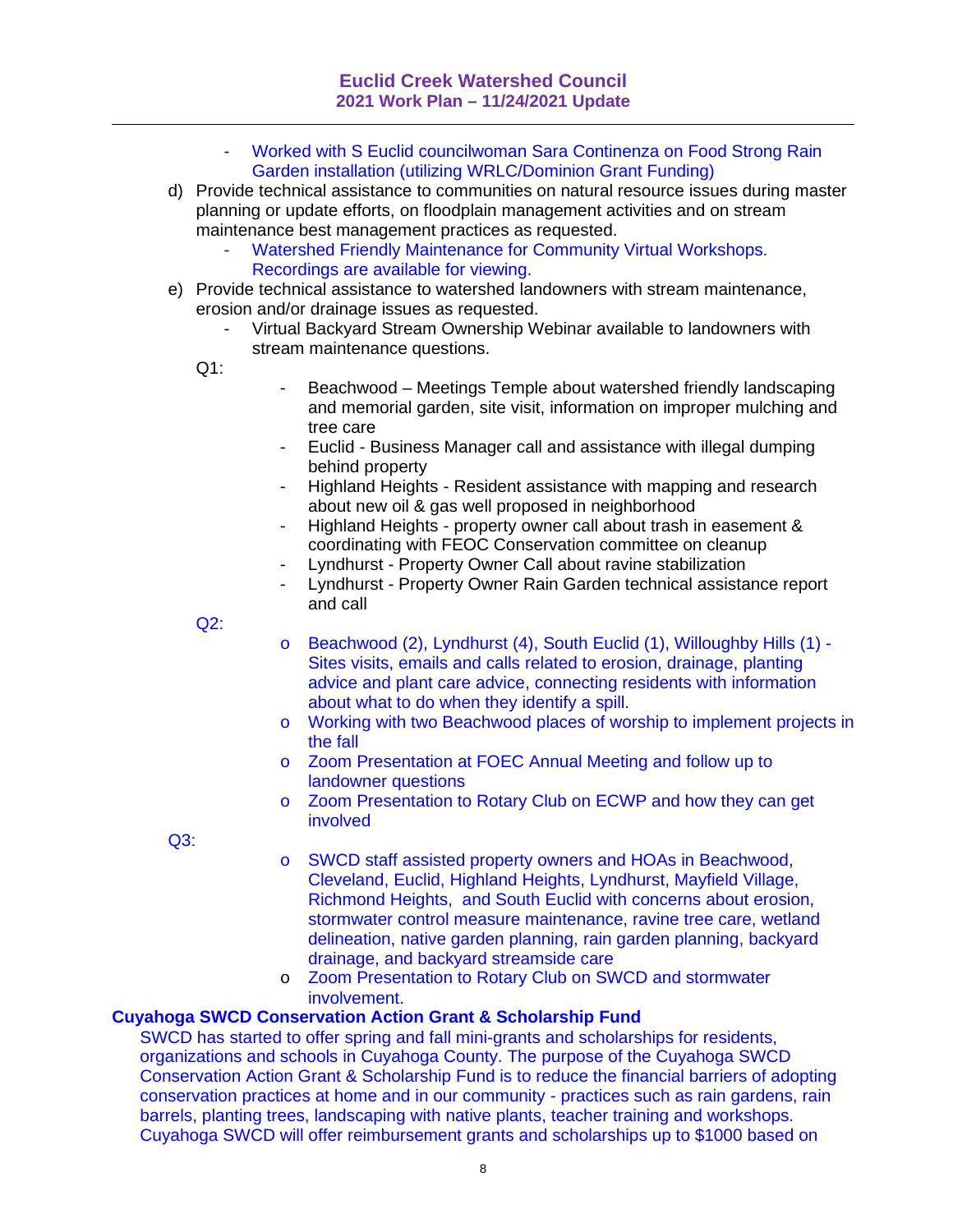- Worked with S Euclid councilwoman Sara Continenza on Food Strong Rain Garden installation (utilizing WRLC/Dominion Grant Funding)

d) Provide technical assistance to communities on natural resource issues during master planning or update efforts, on floodplain management activities and on stream maintenance best management practices as requested.
   - Watershed Friendly Maintenance for Community Virtual Workshops. Recordings are available for viewing.

e) Provide technical assistance to watershed landowners with stream maintenance, erosion and/or drainage issues as requested.
   - Virtual Backyard Stream Ownership Webinar available to landowners with stream maintenance questions.

   Q1:
   - Beachwood – Meetings Temple about watershed friendly landscaping and memorial garden, site visit, information on improper mulching and tree care
   - Euclid - Business Manager call and assistance with illegal dumping behind property
   - Highland Heights - Resident assistance with mapping and research about new oil & gas well proposed in neighborhood
   - Highland Heights - property owner call about trash in easement & coordinating with FEOC Conservation committee on cleanup
   - Lyndhurst - Property Owner Call about ravine stabilization
   - Lyndhurst - Property Owner Rain Garden technical assistance report and call

   Q2:
   - Beachwood (2), Lyndhurst (4), South Euclid (1), Willoughby Hills (1) - Sites visits, emails and calls related to erosion, drainage, planting advice and plant care advice, connecting residents with information about what to do when they identify a spill.
   - Working with two Beachwood places of worship to implement projects in the fall
   - Zoom Presentation at FOEC Annual Meeting and follow up to landowner questions
   - Zoom Presentation to Rotary Club on ECWP and how they can get involved

   Q3:
   - SWCD staff assisted property owners and HOAs in Beachwood, Cleveland, Euclid, Highland Heights, Lyndhurst, Mayfield Village, Richmond Heights, and South Euclid with concerns about erosion, stormwater control measure maintenance, ravine tree care, wetland delineation, native garden planning, rain garden planning, backyard drainage, and backyard streamside care
   - Zoom Presentation to Rotary Club on SWCD and stormwater involvement.

**Cuyahoga SWCD Conservation Action Grant & Scholarship Fund**

SWCD has started to offer spring and fall mini-grants and scholarships for residents, organizations and schools in Cuyahoga County. The purpose of the Cuyahoga SWCD Conservation Action Grant & Scholarship Fund is to reduce the financial barriers of adopting conservation practices at home and in our community - practices such as rain gardens, rain barrels, planting trees, landscaping with native plants, teacher training and workshops. Cuyahoga SWCD will offer reimbursement grants and scholarships up to $1000 based on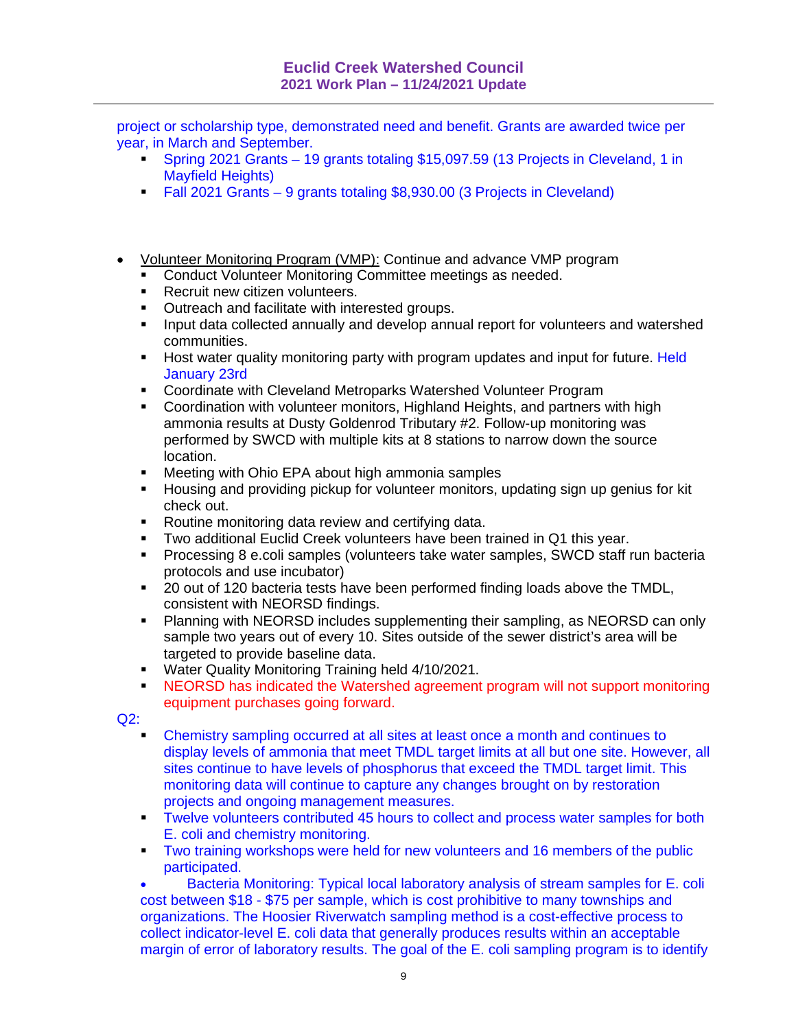project or scholarship type, demonstrated need and benefit. Grants are awarded twice per year, in March and September.

- Spring 2021 Grants – 19 grants totaling $15,097.59 (13 Projects in Cleveland, 1 in Mayfield Heights)
- Fall 2021 Grants – 9 grants totaling $8,930.00 (3 Projects in Cleveland)

- Volunteer Monitoring Program (VMP): Continue and advance VMP program
  - Conduct Volunteer Monitoring Committee meetings as needed.
  - Recruit new citizen volunteers.
  - Outreach and facilitate with interested groups.
  - Input data collected annually and develop annual report for volunteers and watershed communities.
  - Host water quality monitoring party with program updates and input for future. Held January 23rd
  - Coordinate with Cleveland Metroparks Watershed Volunteer Program
  - Coordination with volunteer monitors, Highland Heights, and partners with high ammonia results at Dusty Goldenrod Tributary #2. Follow-up monitoring was performed by SWCD with multiple kits at 8 stations to narrow down the source location.
  - Meeting with Ohio EPA about high ammonia samples
  - Housing and providing pickup for volunteer monitors, updating sign up genius for kit check out.
  - Routine monitoring data review and certifying data.
  - Two additional Euclid Creek volunteers have been trained in Q1 this year.
  - Processing 8 e.coli samples (volunteers take water samples, SWCD staff run bacteria protocols and use incubator)
  - 20 out of 120 bacteria tests have been performed finding loads above the TMDL, consistent with NEORSD findings.
  - Planning with NEORSD includes supplementing their sampling, as NEORSD can only sample two years out of every 10. Sites outside of the sewer district's area will be targeted to provide baseline data.
  - Water Quality Monitoring Training held 4/10/2021.
  - NEORSD has indicated the Watershed agreement program will not support monitoring equipment purchases going forward.

Q2:

- Chemistry sampling occurred at all sites at least once a month and continues to display levels of ammonia that meet TMDL target limits at all but one site. However, all sites continue to have levels of phosphorus that exceed the TMDL target limit. This monitoring data will continue to capture any changes brought on by restoration projects and ongoing management measures.
- Twelve volunteers contributed 45 hours to collect and process water samples for both E. coli and chemistry monitoring.
- Two training workshops were held for new volunteers and 16 members of the public participated.

- Bacteria Monitoring: Typical local laboratory analysis of stream samples for E. coli cost between $18 - $75 per sample, which is cost prohibitive to many townships and organizations. The Hoosier Riverwatch sampling method is a cost-effective process to collect indicator-level E. coli data that generally produces results within an acceptable margin of error of laboratory results. The goal of the E. coli sampling program is to identify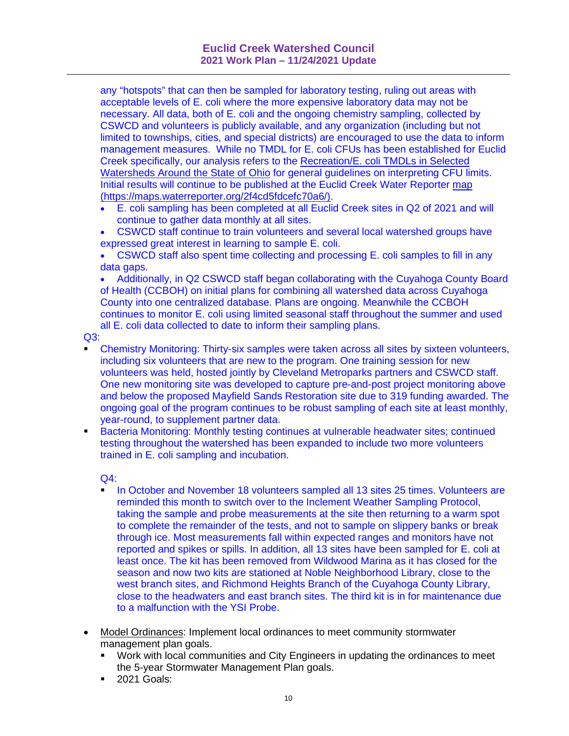any "hotspots" that can then be sampled for laboratory testing, ruling out areas with acceptable levels of E. coli where the more expensive laboratory data may not be necessary. All data, both of E. coli and the ongoing chemistry sampling, collected by CSWCD and volunteers is publicly available, and any organization (including but not limited to townships, cities, and special districts) are encouraged to use the data to inform management measures. While no TMDL for E. coli CFUs has been established for Euclid Creek specifically, our analysis refers to the Recreation/E. coli TMDLs in Selected Watersheds Around the State of Ohio for general guidelines on interpreting CFU limits. Initial results will continue to be published at the Euclid Creek Water Reporter map (https://maps.waterreporter.org/2f4cd5fdcefc70a6/).

- E. coli sampling has been completed at all Euclid Creek sites in Q2 of 2021 and will continue to gather data monthly at all sites.
- CSWCD staff continue to train volunteers and several local watershed groups have expressed great interest in learning to sample E. coli.
- CSWCD staff also spent time collecting and processing E. coli samples to fill in any data gaps.
- Additionally, in Q2 CSWCD staff began collaborating with the Cuyahoga County Board of Health (CCBOH) on initial plans for combining all watershed data across Cuyahoga County into one centralized database. Plans are ongoing. Meanwhile the CCBOH continues to monitor E. coli using limited seasonal staff throughout the summer and used all E. coli data collected to date to inform their sampling plans.

Q3:

- Chemistry Monitoring: Thirty-six samples were taken across all sites by sixteen volunteers, including six volunteers that are new to the program. One training session for new volunteers was held, hosted jointly by Cleveland Metroparks partners and CSWCD staff. One new monitoring site was developed to capture pre-and-post project monitoring above and below the proposed Mayfield Sands Restoration site due to 319 funding awarded. The ongoing goal of the program continues to be robust sampling of each site at least monthly, year-round, to supplement partner data.
- Bacteria Monitoring: Monthly testing continues at vulnerable headwater sites; continued testing throughout the watershed has been expanded to include two more volunteers trained in E. coli sampling and incubation.

Q4:

- In October and November 18 volunteers sampled all 13 sites 25 times. Volunteers are reminded this month to switch over to the Inclement Weather Sampling Protocol, taking the sample and probe measurements at the site then returning to a warm spot to complete the remainder of the tests, and not to sample on slippery banks or break through ice. Most measurements fall within expected ranges and monitors have not reported and spikes or spills. In addition, all 13 sites have been sampled for E. coli at least once. The kit has been removed from Wildwood Marina as it has closed for the season and now two kits are stationed at Noble Neighborhood Library, close to the west branch sites, and Richmond Heights Branch of the Cuyahoga County Library, close to the headwaters and east branch sites. The third kit is in for maintenance due to a malfunction with the YSI Probe.

- Model Ordinances: Implement local ordinances to meet community stormwater management plan goals.
  - Work with local communities and City Engineers in updating the ordinances to meet the 5-year Stormwater Management Plan goals.
  - 2021 Goals: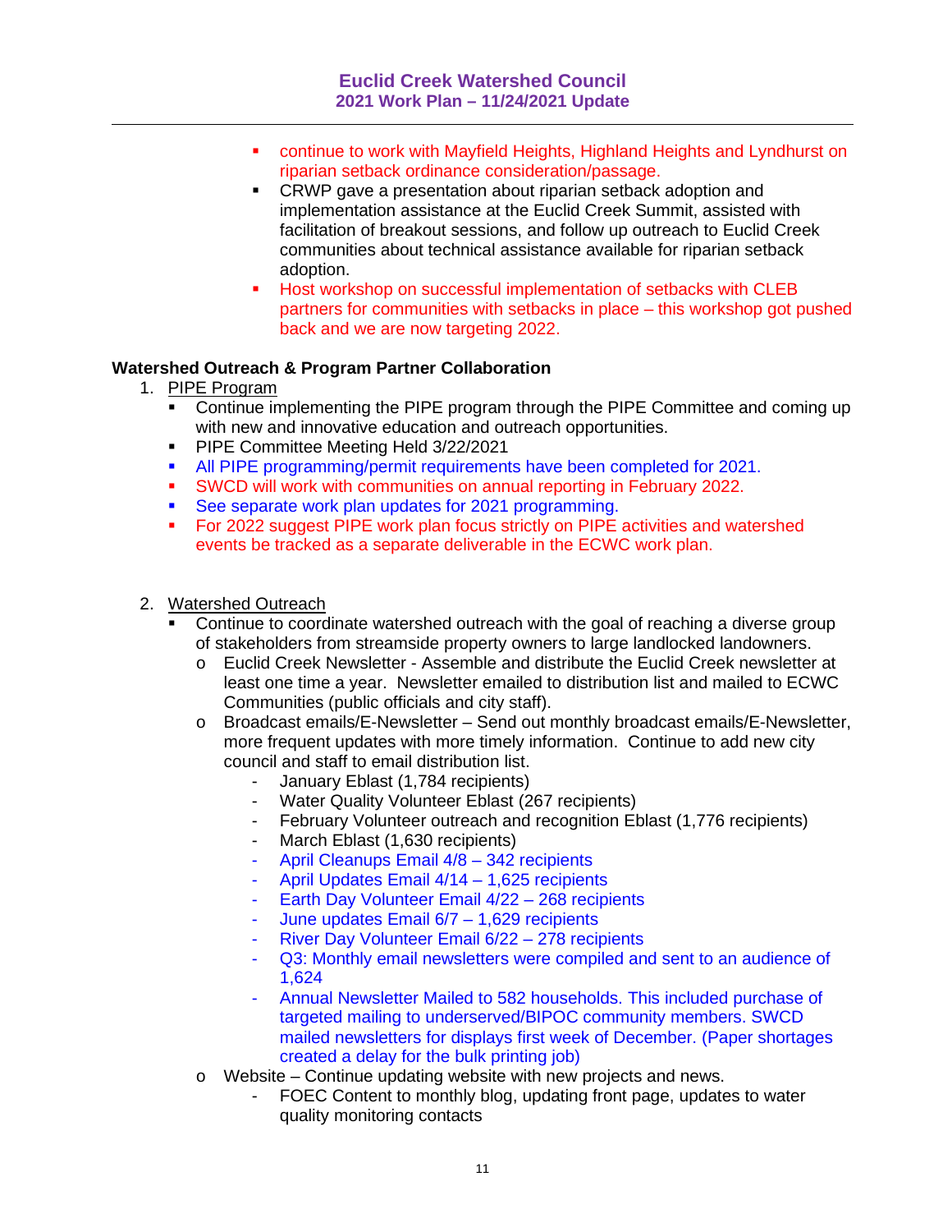- continue to work with Mayfield Heights, Highland Heights and Lyndhurst on riparian setback ordinance consideration/passage.
- CRWP gave a presentation about riparian setback adoption and implementation assistance at the Euclid Creek Summit, assisted with facilitation of breakout sessions, and follow up outreach to Euclid Creek communities about technical assistance available for riparian setback adoption.
- Host workshop on successful implementation of setbacks with CLEB partners for communities with setbacks in place – this workshop got pushed back and we are now targeting 2022.

**Watershed Outreach & Program Partner Collaboration**

1. PIPE Program
   - Continue implementing the PIPE program through the PIPE Committee and coming up with new and innovative education and outreach opportunities.
   - PIPE Committee Meeting Held 3/22/2021
   - All PIPE programming/permit requirements have been completed for 2021.
   - SWCD will work with communities on annual reporting in February 2022.
   - See separate work plan updates for 2021 programming.
   - For 2022 suggest PIPE work plan focus strictly on PIPE activities and watershed events be tracked as a separate deliverable in the ECWC work plan.

2. Watershed Outreach
   - Continue to coordinate watershed outreach with the goal of reaching a diverse group of stakeholders from streamside property owners to large landlocked landowners.
     - Euclid Creek Newsletter - Assemble and distribute the Euclid Creek newsletter at least one time a year. Newsletter emailed to distribution list and mailed to ECWC Communities (public officials and city staff).
     - Broadcast emails/E-Newsletter – Send out monthly broadcast emails/E-Newsletter, more frequent updates with more timely information. Continue to add new city council and staff to email distribution list.
       - January Eblast (1,784 recipients)
       - Water Quality Volunteer Eblast (267 recipients)
       - February Volunteer outreach and recognition Eblast (1,776 recipients)
       - March Eblast (1,630 recipients)
       - April Cleanups Email 4/8 – 342 recipients
       - April Updates Email 4/14 – 1,625 recipients
       - Earth Day Volunteer Email 4/22 – 268 recipients
       - June updates Email 6/7 – 1,629 recipients
       - River Day Volunteer Email 6/22 – 278 recipients
       - Q3: Monthly email newsletters were compiled and sent to an audience of 1,624
       - Annual Newsletter Mailed to 582 households. This included purchase of targeted mailing to underserved/BIPOC community members. SWCD mailed newsletters for displays first week of December. (Paper shortages created a delay for the bulk printing job)
     - Website – Continue updating website with new projects and news.
       - FOEC Content to monthly blog, updating front page, updates to water quality monitoring contacts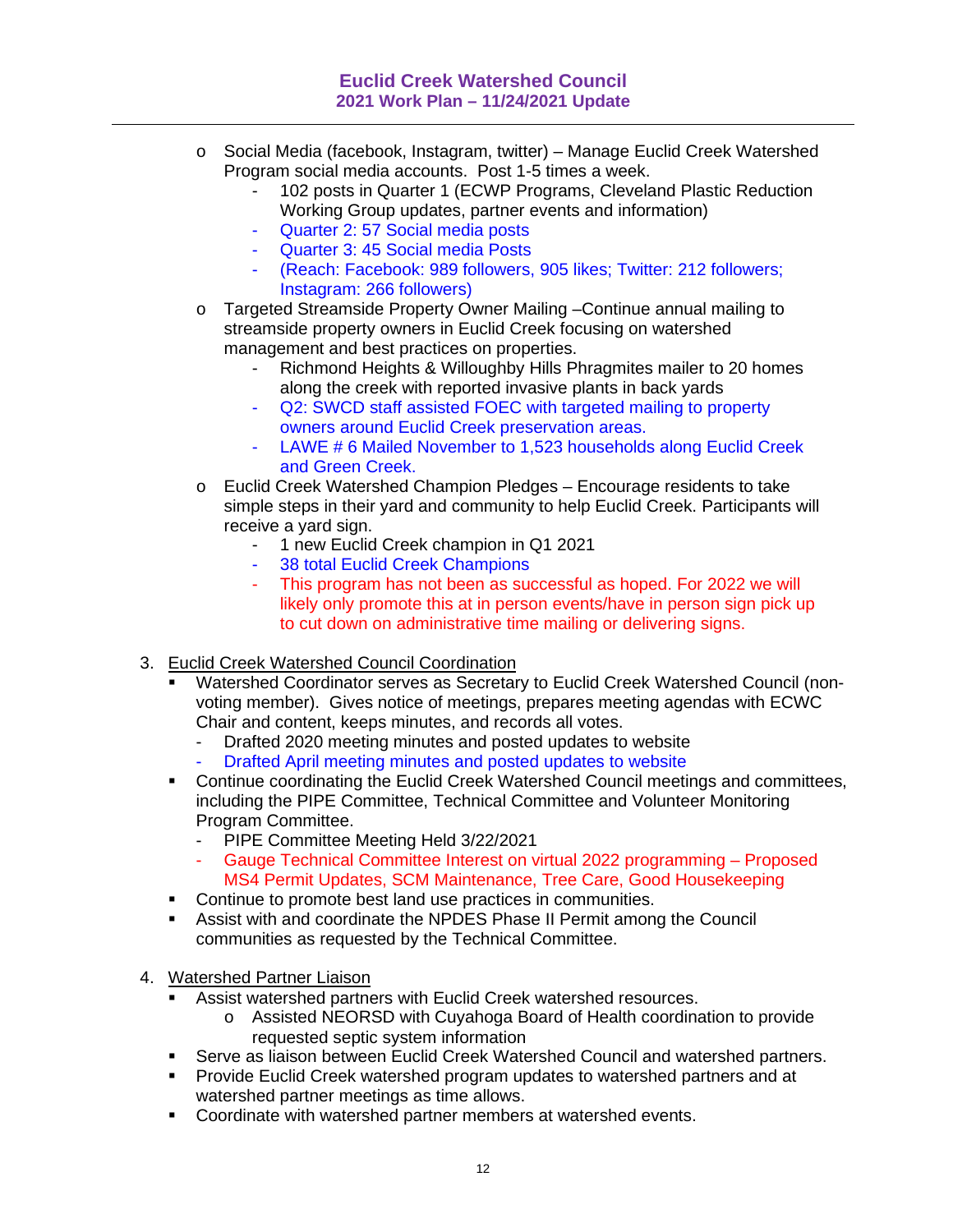- Social Media (facebook, Instagram, twitter) – Manage Euclid Creek Watershed Program social media accounts. Post 1-5 times a week.
    - 102 posts in Quarter 1 (ECWP Programs, Cleveland Plastic Reduction Working Group updates, partner events and information)
    - Quarter 2: 57 Social media posts
    - Quarter 3: 45 Social media Posts
    - (Reach: Facebook: 989 followers, 905 likes; Twitter: 212 followers; Instagram: 266 followers)
- Targeted Streamside Property Owner Mailing –Continue annual mailing to streamside property owners in Euclid Creek focusing on watershed management and best practices on properties.
    - Richmond Heights & Willoughby Hills Phragmites mailer to 20 homes along the creek with reported invasive plants in back yards
    - Q2: SWCD staff assisted FOEC with targeted mailing to property owners around Euclid Creek preservation areas.
    - LAWE # 6 Mailed November to 1,523 households along Euclid Creek and Green Creek.
- Euclid Creek Watershed Champion Pledges – Encourage residents to take simple steps in their yard and community to help Euclid Creek. Participants will receive a yard sign.
    - 1 new Euclid Creek champion in Q1 2021
    - 38 total Euclid Creek Champions
    - This program has not been as successful as hoped. For 2022 we will likely only promote this at in person events/have in person sign pick up to cut down on administrative time mailing or delivering signs.

3. Euclid Creek Watershed Council Coordination
    - Watershed Coordinator serves as Secretary to Euclid Creek Watershed Council (non-voting member). Gives notice of meetings, prepares meeting agendas with ECWC Chair and content, keeps minutes, and records all votes.
        - Drafted 2020 meeting minutes and posted updates to website
        - Drafted April meeting minutes and posted updates to website
    - Continue coordinating the Euclid Creek Watershed Council meetings and committees, including the PIPE Committee, Technical Committee and Volunteer Monitoring Program Committee.
        - PIPE Committee Meeting Held 3/22/2021
        - Gauge Technical Committee Interest on virtual 2022 programming – Proposed MS4 Permit Updates, SCM Maintenance, Tree Care, Good Housekeeping
    - Continue to promote best land use practices in communities.
    - Assist with and coordinate the NPDES Phase II Permit among the Council communities as requested by the Technical Committee.

4. Watershed Partner Liaison
    - Assist watershed partners with Euclid Creek watershed resources.
        - Assisted NEORSD with Cuyahoga Board of Health coordination to provide requested septic system information
    - Serve as liaison between Euclid Creek Watershed Council and watershed partners.
    - Provide Euclid Creek watershed program updates to watershed partners and at watershed partner meetings as time allows.
    - Coordinate with watershed partner members at watershed events.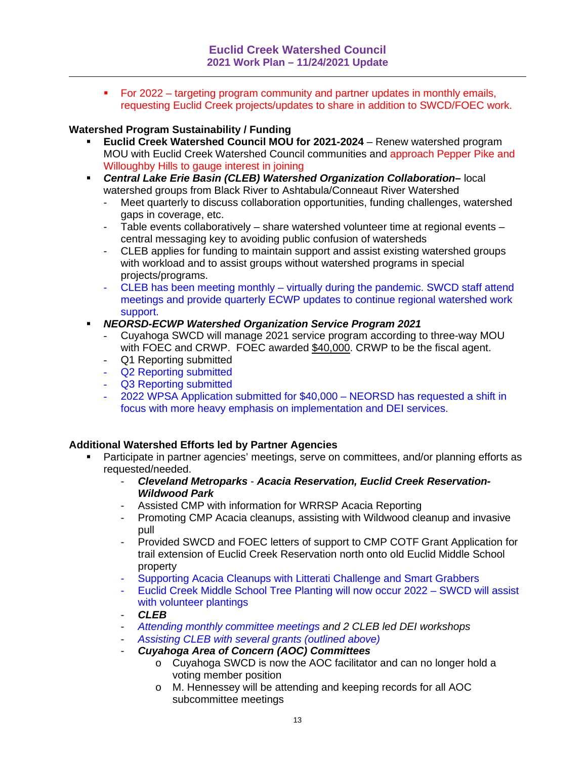- For 2022 – targeting program community and partner updates in monthly emails, requesting Euclid Creek projects/updates to share in addition to SWCD/FOEC work.

**Watershed Program Sustainability / Funding**

- **Euclid Creek Watershed Council MOU for 2021-2024** – Renew watershed program MOU with Euclid Creek Watershed Council communities and approach Pepper Pike and Willoughby Hills to gauge interest in joining
- ***Central Lake Erie Basin (CLEB) Watershed Organization Collaboration–*** local watershed groups from Black River to Ashtabula/Conneaut River Watershed
  - Meet quarterly to discuss collaboration opportunities, funding challenges, watershed gaps in coverage, etc.
  - Table events collaboratively – share watershed volunteer time at regional events – central messaging key to avoiding public confusion of watersheds
  - CLEB applies for funding to maintain support and assist existing watershed groups with workload and to assist groups without watershed programs in special projects/programs.
  - CLEB has been meeting monthly – virtually during the pandemic. SWCD staff attend meetings and provide quarterly ECWP updates to continue regional watershed work support.
- ***NEORSD-ECWP Watershed Organization Service Program 2021***
  - Cuyahoga SWCD will manage 2021 service program according to three-way MOU with FOEC and CRWP. FOEC awarded $40,000. CRWP to be the fiscal agent.
  - Q1 Reporting submitted
  - Q2 Reporting submitted
  - Q3 Reporting submitted
  - 2022 WPSA Application submitted for $40,000 – NEORSD has requested a shift in focus with more heavy emphasis on implementation and DEI services.

**Additional Watershed Efforts led by Partner Agencies**

- Participate in partner agencies' meetings, serve on committees, and/or planning efforts as requested/needed.
  - ***Cleveland Metroparks*** - ***Acacia Reservation, Euclid Creek Reservation-Wildwood Park***
  - Assisted CMP with information for WRRSP Acacia Reporting
  - Promoting CMP Acacia cleanups, assisting with Wildwood cleanup and invasive pull
  - Provided SWCD and FOEC letters of support to CMP COTF Grant Application for trail extension of Euclid Creek Reservation north onto old Euclid Middle School property
  - Supporting Acacia Cleanups with Litterati Challenge and Smart Grabbers
  - Euclid Creek Middle School Tree Planting will now occur 2022 – SWCD will assist with volunteer plantings
  - ***CLEB***
  - *Attending monthly committee meetings and 2 CLEB led DEI workshops*
  - *Assisting CLEB with several grants (outlined above)*
  - ***Cuyahoga Area of Concern (AOC) Committees***
    - Cuyahoga SWCD is now the AOC facilitator and can no longer hold a voting member position
    - M. Hennessey will be attending and keeping records for all AOC subcommittee meetings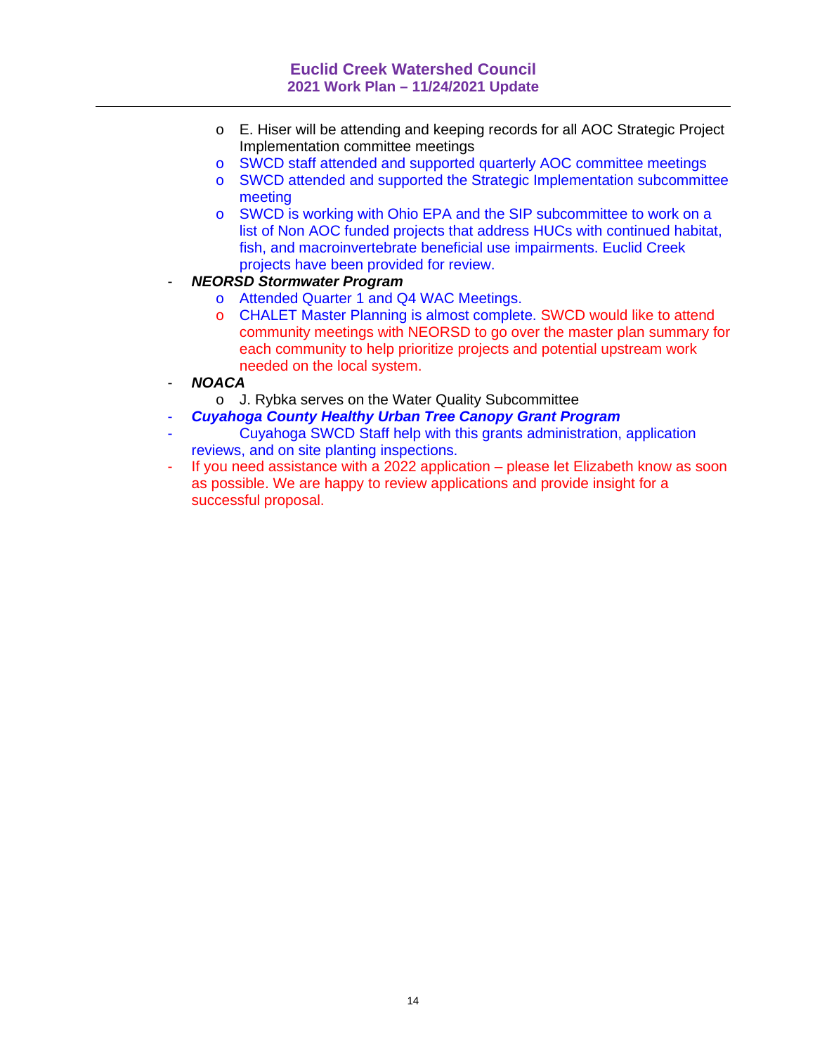- E. Hiser will be attending and keeping records for all AOC Strategic Project Implementation committee meetings
  - SWCD staff attended and supported quarterly AOC committee meetings
  - SWCD attended and supported the Strategic Implementation subcommittee meeting
  - SWCD is working with Ohio EPA and the SIP subcommittee to work on a list of Non AOC funded projects that address HUCs with continued habitat, fish, and macroinvertebrate beneficial use impairments. Euclid Creek projects have been provided for review.
- ***NEORSD Stormwater Program***
  - Attended Quarter 1 and Q4 WAC Meetings.
  - CHALET Master Planning is almost complete. SWCD would like to attend community meetings with NEORSD to go over the master plan summary for each community to help prioritize projects and potential upstream work needed on the local system.
- ***NOACA***
  - J. Rybka serves on the Water Quality Subcommittee
- ***Cuyahoga County Healthy Urban Tree Canopy Grant Program***
- Cuyahoga SWCD Staff help with this grants administration, application reviews, and on site planting inspections.
- If you need assistance with a 2022 application – please let Elizabeth know as soon as possible. We are happy to review applications and provide insight for a successful proposal.